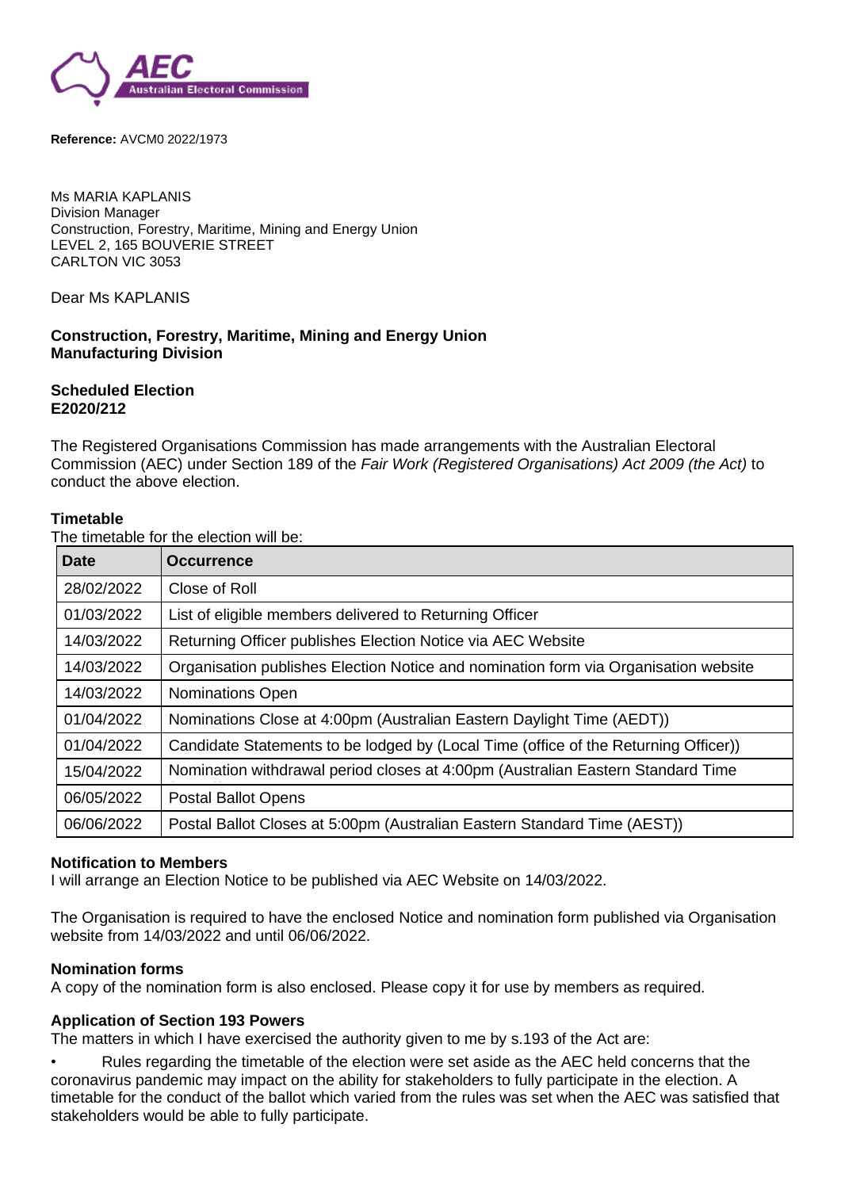**Reference:** AVCM0 2022/1973

Ms MARIA KAPLANIS
Division Manager
Construction, Forestry, Maritime, Mining and Energy Union
LEVEL 2, 165 BOUVERIE STREET
CARLTON VIC 3053

Dear Ms KAPLANIS

**Construction, Forestry, Maritime, Mining and Energy Union**
**Manufacturing Division**

**Scheduled Election**
**E2020/212**

The Registered Organisations Commission has made arrangements with the Australian Electoral Commission (AEC) under Section 189 of the *Fair Work (Registered Organisations) Act 2009 (the Act)* to conduct the above election.

**Timetable**
The timetable for the election will be:

| Date | Occurrence |
|---|---|
| 28/02/2022 | Close of Roll |
| 01/03/2022 | List of eligible members delivered to Returning Officer |
| 14/03/2022 | Returning Officer publishes Election Notice via AEC Website |
| 14/03/2022 | Organisation publishes Election Notice and nomination form via Organisation website |
| 14/03/2022 | Nominations Open |
| 01/04/2022 | Nominations Close at 4:00pm (Australian Eastern Daylight Time (AEDT)) |
| 01/04/2022 | Candidate Statements to be lodged by (Local Time (office of the Returning Officer)) |
| 15/04/2022 | Nomination withdrawal period closes at 4:00pm (Australian Eastern Standard Time |
| 06/05/2022 | Postal Ballot Opens |
| 06/06/2022 | Postal Ballot Closes at 5:00pm (Australian Eastern Standard Time (AEST)) |

**Notification to Members**
I will arrange an Election Notice to be published via AEC Website on 14/03/2022.

The Organisation is required to have the enclosed Notice and nomination form published via Organisation website from 14/03/2022 and until 06/06/2022.

**Nomination forms**
A copy of the nomination form is also enclosed. Please copy it for use by members as required.

**Application of Section 193 Powers**
The matters in which I have exercised the authority given to me by s.193 of the Act are:

- Rules regarding the timetable of the election were set aside as the AEC held concerns that the coronavirus pandemic may impact on the ability for stakeholders to fully participate in the election. A timetable for the conduct of the ballot which varied from the rules was set when the AEC was satisfied that stakeholders would be able to fully participate.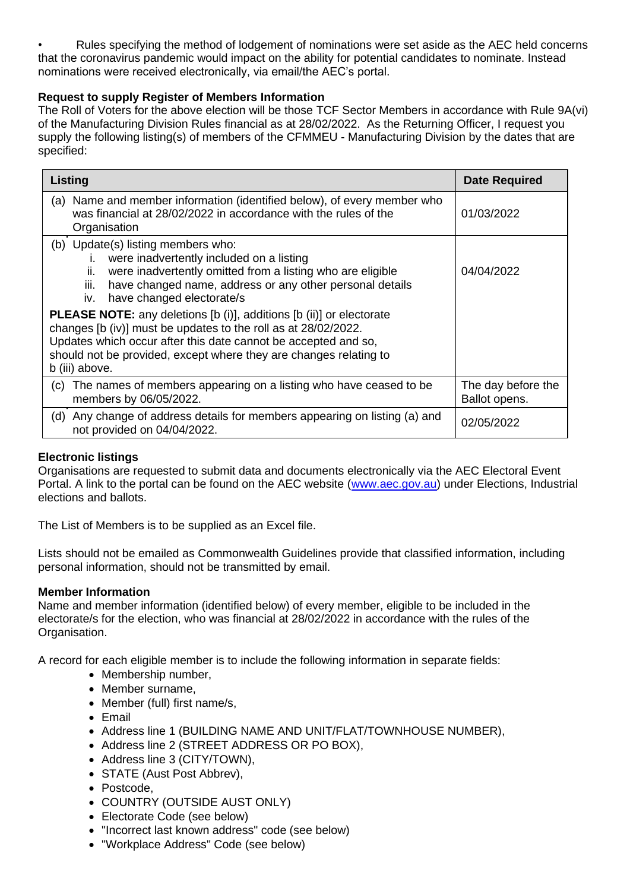• Rules specifying the method of lodgement of nominations were set aside as the AEC held concerns that the coronavirus pandemic would impact on the ability for potential candidates to nominate. Instead nominations were received electronically, via email/the AEC's portal.

**Request to supply Register of Members Information**

The Roll of Voters for the above election will be those TCF Sector Members in accordance with Rule 9A(vi) of the Manufacturing Division Rules financial as at 28/02/2022. As the Returning Officer, I request you supply the following listing(s) of members of the CFMMEU - Manufacturing Division by the dates that are specified:

| Listing | Date Required |
|---|---|
| (a) Name and member information (identified below), of every member who was financial at 28/02/2022 in accordance with the rules of the Organisation | 01/03/2022 |
| (b) Update(s) listing members who:<br>i. were inadvertently included on a listing<br>ii. were inadvertently omitted from a listing who are eligible<br>iii. have changed name, address or any other personal details<br>iv. have changed electorate/s<br><br>**PLEASE NOTE:** any deletions [b (i)], additions [b (ii)] or electorate changes [b (iv)] must be updates to the roll as at 28/02/2022. Updates which occur after this date cannot be accepted and so, should not be provided, except where they are changes relating to b (iii) above. | 04/04/2022 |
| (c) The names of members appearing on a listing who have ceased to be members by 06/05/2022. | The day before the Ballot opens. |
| (d) Any change of address details for members appearing on listing (a) and not provided on 04/04/2022. | 02/05/2022 |

**Electronic listings**

Organisations are requested to submit data and documents electronically via the AEC Electoral Event Portal. A link to the portal can be found on the AEC website (www.aec.gov.au) under Elections, Industrial elections and ballots.

The List of Members is to be supplied as an Excel file.

Lists should not be emailed as Commonwealth Guidelines provide that classified information, including personal information, should not be transmitted by email.

**Member Information**

Name and member information (identified below) of every member, eligible to be included in the electorate/s for the election, who was financial at 28/02/2022 in accordance with the rules of the Organisation.

A record for each eligible member is to include the following information in separate fields:

- Membership number,
- Member surname,
- Member (full) first name/s,
- Email
- Address line 1 (BUILDING NAME AND UNIT/FLAT/TOWNHOUSE NUMBER),
- Address line 2 (STREET ADDRESS OR PO BOX),
- Address line 3 (CITY/TOWN),
- STATE (Aust Post Abbrev),
- Postcode,
- COUNTRY (OUTSIDE AUST ONLY)
- Electorate Code (see below)
- "Incorrect last known address" code (see below)
- "Workplace Address" Code (see below)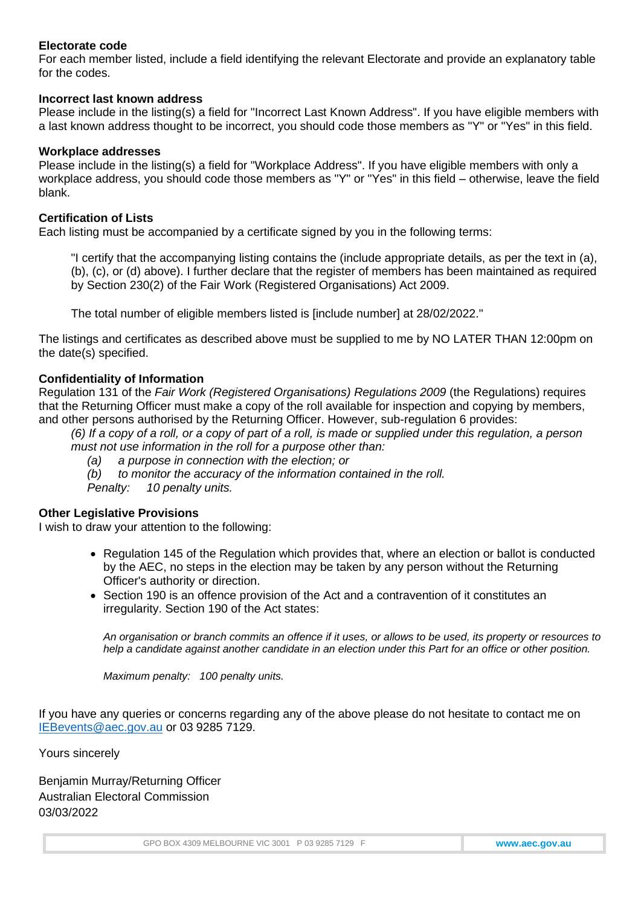**Electorate code**
For each member listed, include a field identifying the relevant Electorate and provide an explanatory table for the codes.

**Incorrect last known address**
Please include in the listing(s) a field for "Incorrect Last Known Address". If you have eligible members with a last known address thought to be incorrect, you should code those members as "Y" or "Yes" in this field.

**Workplace addresses**
Please include in the listing(s) a field for "Workplace Address". If you have eligible members with only a workplace address, you should code those members as "Y" or "Yes" in this field – otherwise, leave the field blank.

**Certification of Lists**
Each listing must be accompanied by a certificate signed by you in the following terms:

> "I certify that the accompanying listing contains the (include appropriate details, as per the text in (a), (b), (c), or (d) above). I further declare that the register of members has been maintained as required by Section 230(2) of the Fair Work (Registered Organisations) Act 2009.
>
> The total number of eligible members listed is [include number] at 28/02/2022."

The listings and certificates as described above must be supplied to me by NO LATER THAN 12:00pm on the date(s) specified.

**Confidentiality of Information**
Regulation 131 of the *Fair Work (Registered Organisations) Regulations 2009* (the Regulations) requires that the Returning Officer must make a copy of the roll available for inspection and copying by members, and other persons authorised by the Returning Officer. However, sub-regulation 6 provides:

*(6) If a copy of a roll, or a copy of part of a roll, is made or supplied under this regulation, a person must not use information in the roll for a purpose other than:*

*(a) a purpose in connection with the election; or*

*(b) to monitor the accuracy of the information contained in the roll.*

*Penalty: 10 penalty units.*

**Other Legislative Provisions**
I wish to draw your attention to the following:

- Regulation 145 of the Regulation which provides that, where an election or ballot is conducted by the AEC, no steps in the election may be taken by any person without the Returning Officer's authority or direction.
- Section 190 is an offence provision of the Act and a contravention of it constitutes an irregularity. Section 190 of the Act states:

  *An organisation or branch commits an offence if it uses, or allows to be used, its property or resources to help a candidate against another candidate in an election under this Part for an office or other position.*

  *Maximum penalty: 100 penalty units.*

If you have any queries or concerns regarding any of the above please do not hesitate to contact me on IEBevents@aec.gov.au or 03 9285 7129.

Yours sincerely

Benjamin Murray/Returning Officer
Australian Electoral Commission
03/03/2022

GPO BOX 4309 MELBOURNE VIC 3001 P 03 9285 7129 F | www.aec.gov.au